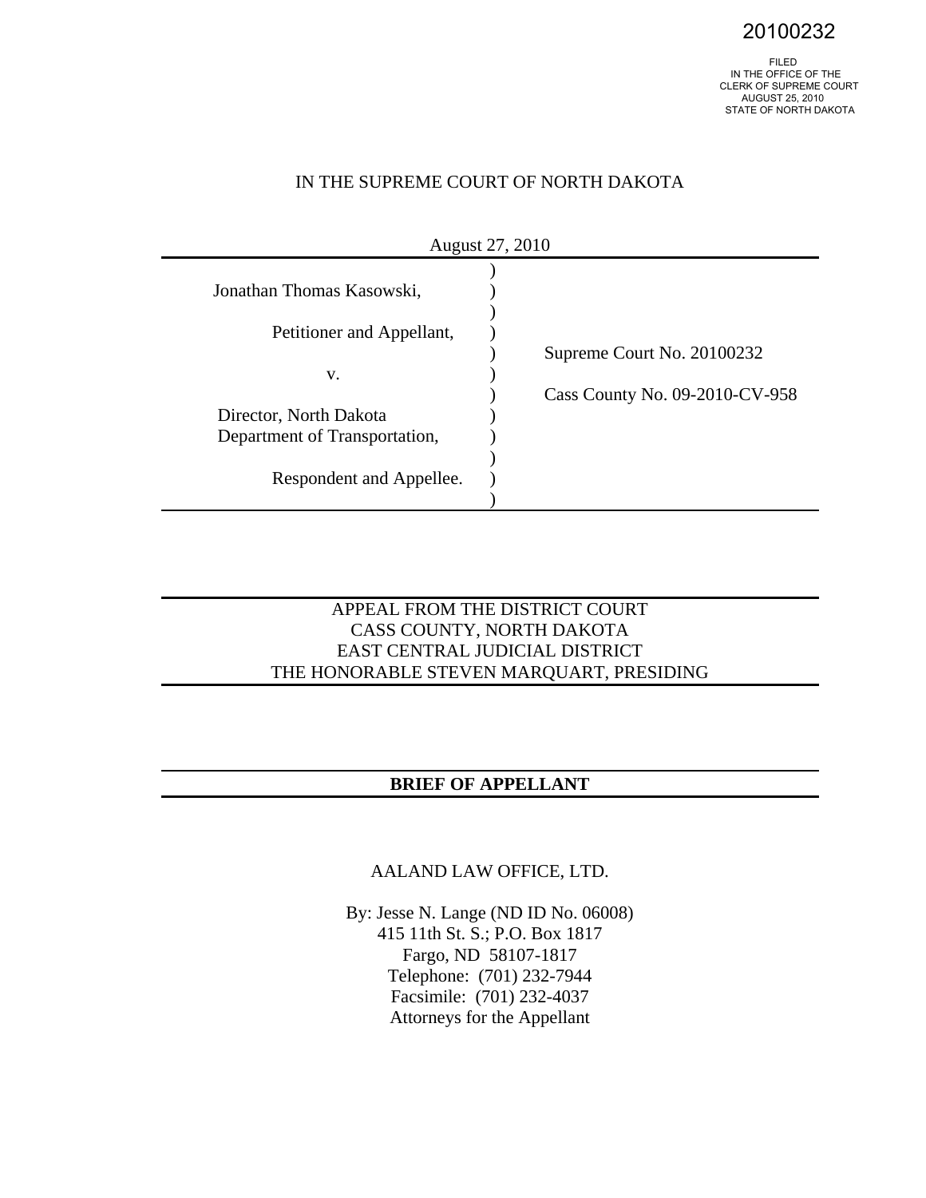20100232

FILED
IN THE OFFICE OF THE
CLERK OF SUPREME COURT
AUGUST 25, 2010
STATE OF NORTH DAKOTA

IN THE SUPREME COURT OF NORTH DAKOTA

August 27, 2010

| | |
|---|---|
| Jonathan Thomas Kasowski, | |
| Petitioner and Appellant, | Supreme Court No. 20100232 |
| v. | Cass County No. 09-2010-CV-958 |
| Director, North Dakota Department of Transportation, | |
| Respondent and Appellee. | |

APPEAL FROM THE DISTRICT COURT
CASS COUNTY, NORTH DAKOTA
EAST CENTRAL JUDICIAL DISTRICT
THE HONORABLE STEVEN MARQUART, PRESIDING

**BRIEF OF APPELLANT**

AALAND LAW OFFICE, LTD.

By: Jesse N. Lange (ND ID No. 06008)
415 11th St. S.; P.O. Box 1817
Fargo, ND 58107-1817
Telephone: (701) 232-7944
Facsimile: (701) 232-4037
Attorneys for the Appellant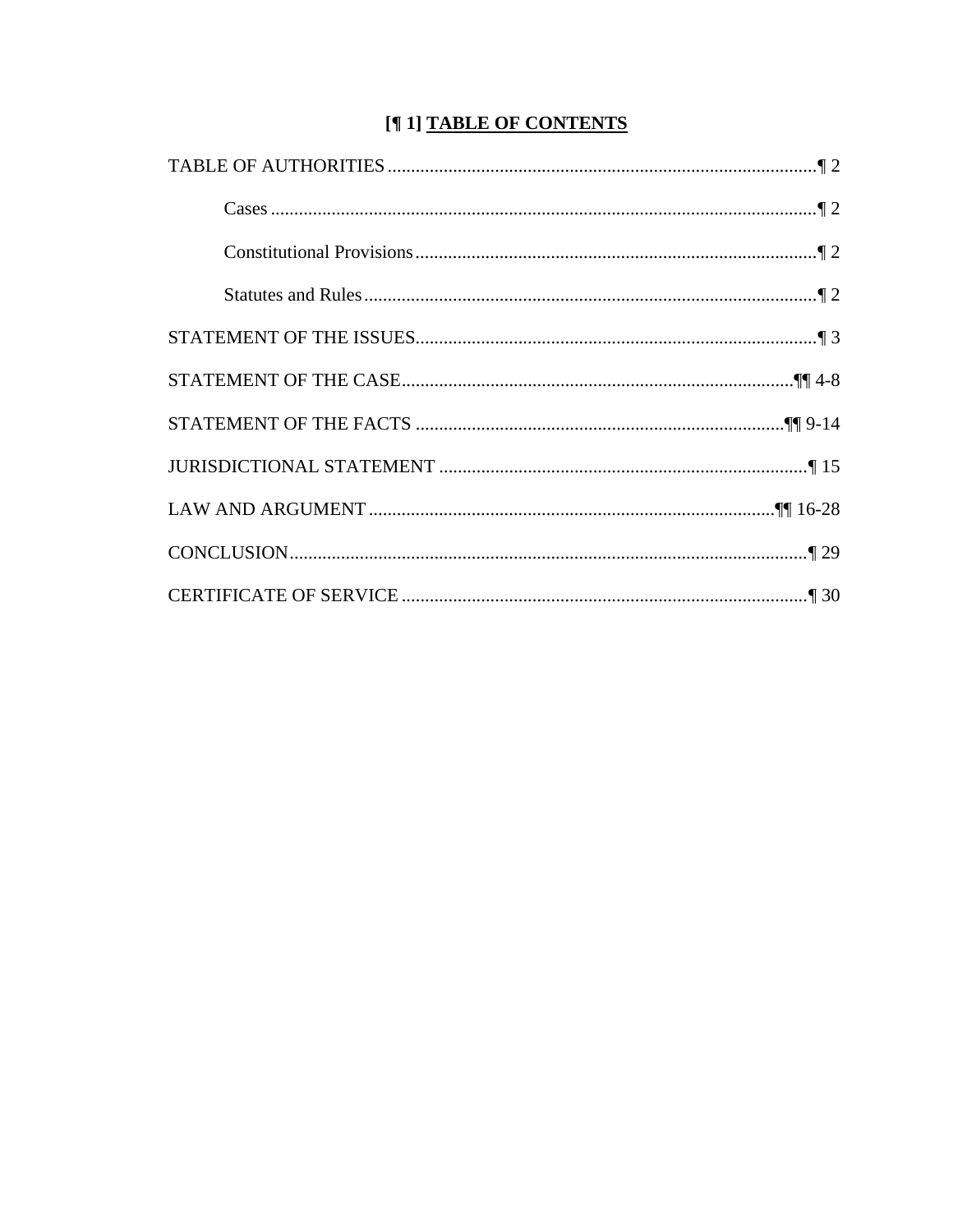# [¶ 1] TABLE OF CONTENTS

TABLE OF AUTHORITIES ........................................................................................ ¶ 2

Cases ................................................................................................................ ¶ 2

Constitutional Provisions .................................................................................. ¶ 2

Statutes and Rules ............................................................................................ ¶ 2

STATEMENT OF THE ISSUES.................................................................................. ¶ 3

STATEMENT OF THE CASE.................................................................................. ¶¶ 4-8

STATEMENT OF THE FACTS ............................................................................. ¶¶ 9-14

JURISDICTIONAL STATEMENT .............................................................................. ¶ 15

LAW AND ARGUMENT ..................................................................................... ¶¶ 16-28

CONCLUSION........................................................................................................... ¶ 29

CERTIFICATE OF SERVICE .................................................................................... ¶ 30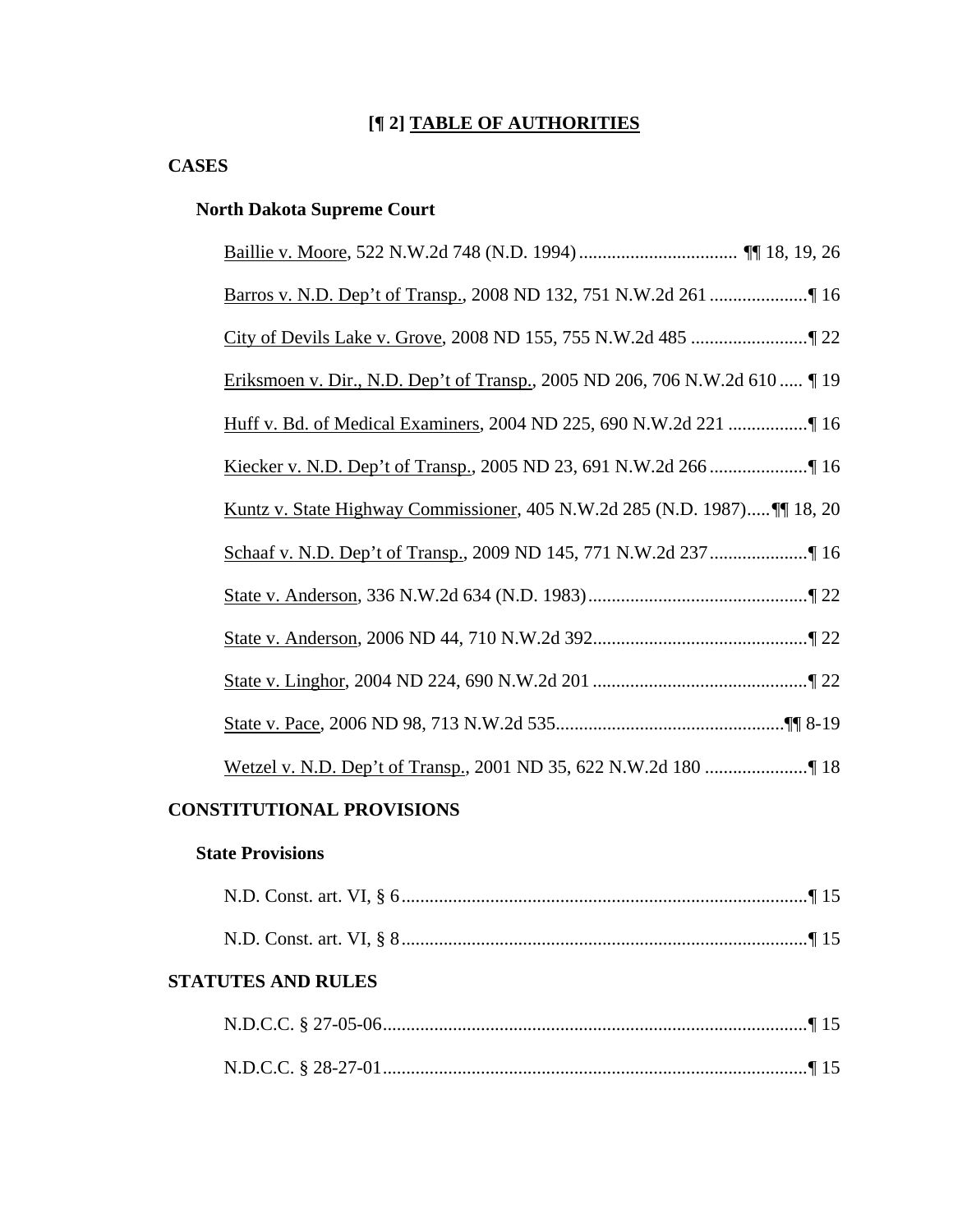## [¶ 2] TABLE OF AUTHORITIES

### CASES

#### North Dakota Supreme Court

Baillie v. Moore, 522 N.W.2d 748 (N.D. 1994) .................................. ¶¶ 18, 19, 26

Barros v. N.D. Dep't of Transp., 2008 ND 132, 751 N.W.2d 261 ..................... ¶ 16

City of Devils Lake v. Grove, 2008 ND 155, 755 N.W.2d 485 ......................... ¶ 22

Eriksmoen v. Dir., N.D. Dep't of Transp., 2005 ND 206, 706 N.W.2d 610 ..... ¶ 19

Huff v. Bd. of Medical Examiners, 2004 ND 225, 690 N.W.2d 221 ................. ¶ 16

Kiecker v. N.D. Dep't of Transp., 2005 ND 23, 691 N.W.2d 266 ..................... ¶ 16

Kuntz v. State Highway Commissioner, 405 N.W.2d 285 (N.D. 1987)..... ¶¶ 18, 20

Schaaf v. N.D. Dep't of Transp., 2009 ND 145, 771 N.W.2d 237..................... ¶ 16

State v. Anderson, 336 N.W.2d 634 (N.D. 1983) .............................................. ¶ 22

State v. Anderson, 2006 ND 44, 710 N.W.2d 392.............................................. ¶ 22

State v. Linghor, 2004 ND 224, 690 N.W.2d 201 .............................................. ¶ 22

State v. Pace, 2006 ND 98, 713 N.W.2d 535................................................. ¶¶ 8-19

Wetzel v. N.D. Dep't of Transp., 2001 ND 35, 622 N.W.2d 180 ...................... ¶ 18

### CONSTITUTIONAL PROVISIONS

#### State Provisions

N.D. Const. art. VI, § 6 ....................................................................................... ¶ 15

N.D. Const. art. VI, § 8 ....................................................................................... ¶ 15

### STATUTES AND RULES

N.D.C.C. § 27-05-06........................................................................................... ¶ 15

N.D.C.C. § 28-27-01........................................................................................... ¶ 15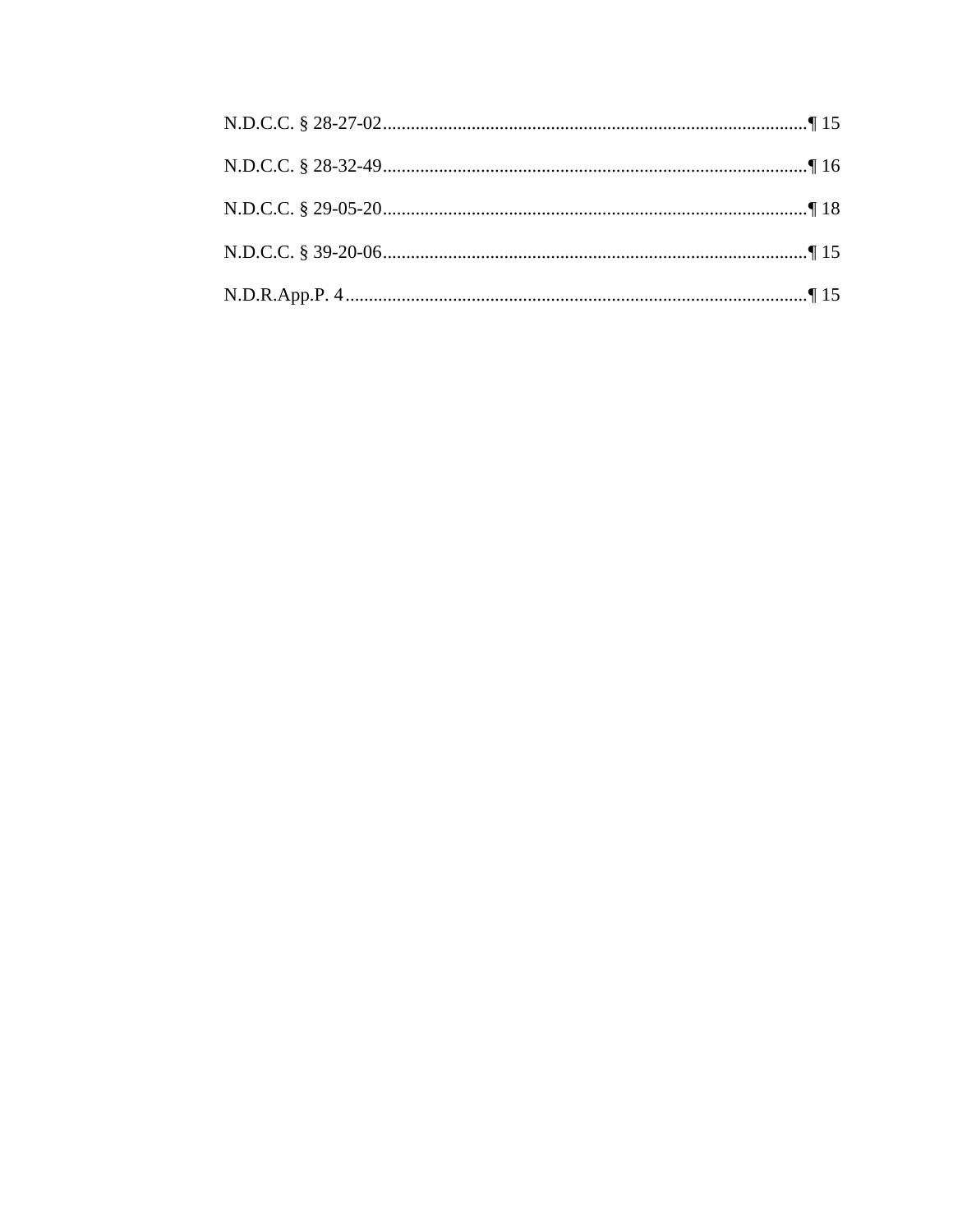N.D.C.C. § 28-27-02 ........................................................................................ ¶ 15

N.D.C.C. § 28-32-49 ........................................................................................ ¶ 16

N.D.C.C. § 29-05-20 ........................................................................................ ¶ 18

N.D.C.C. § 39-20-06 ........................................................................................ ¶ 15

N.D.R.App.P. 4 ................................................................................................ ¶ 15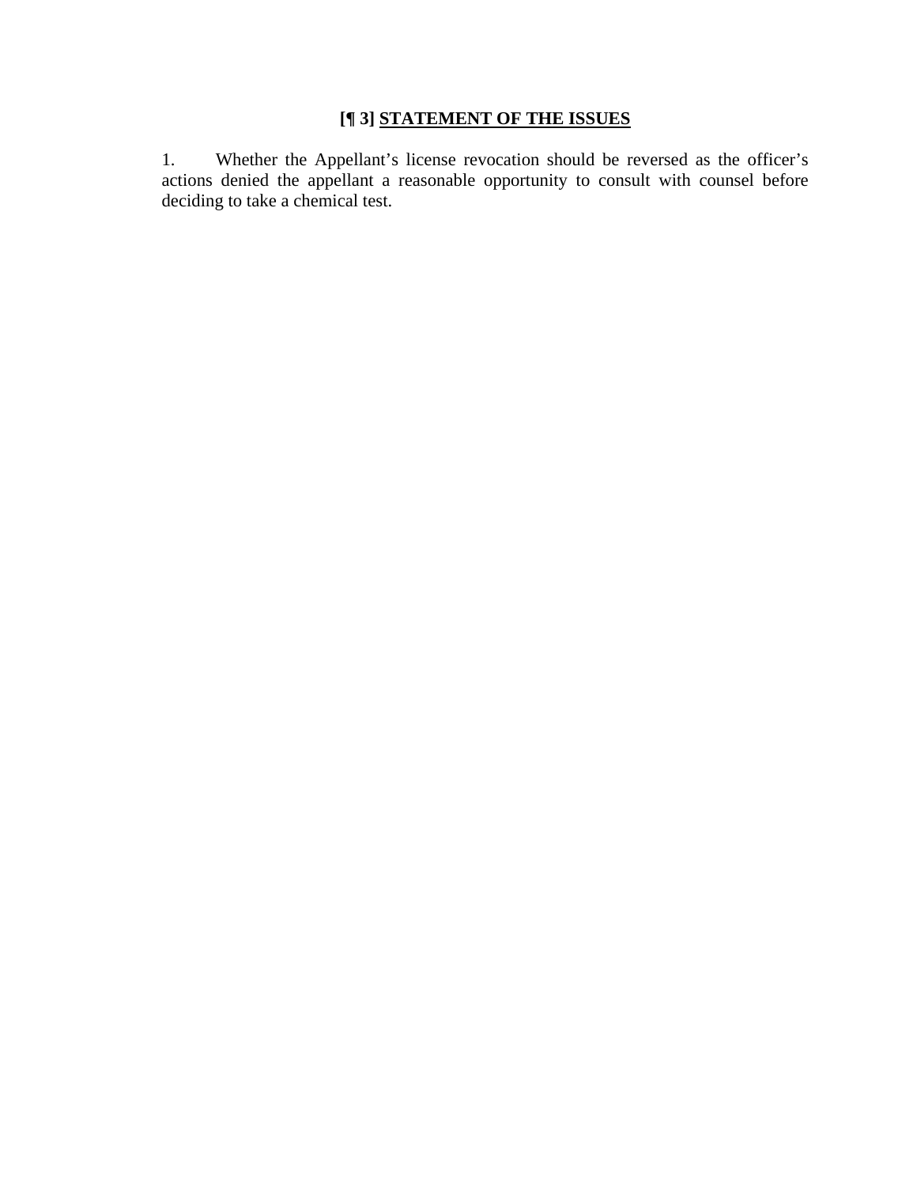## [¶ 3] STATEMENT OF THE ISSUES

1. Whether the Appellant's license revocation should be reversed as the officer's actions denied the appellant a reasonable opportunity to consult with counsel before deciding to take a chemical test.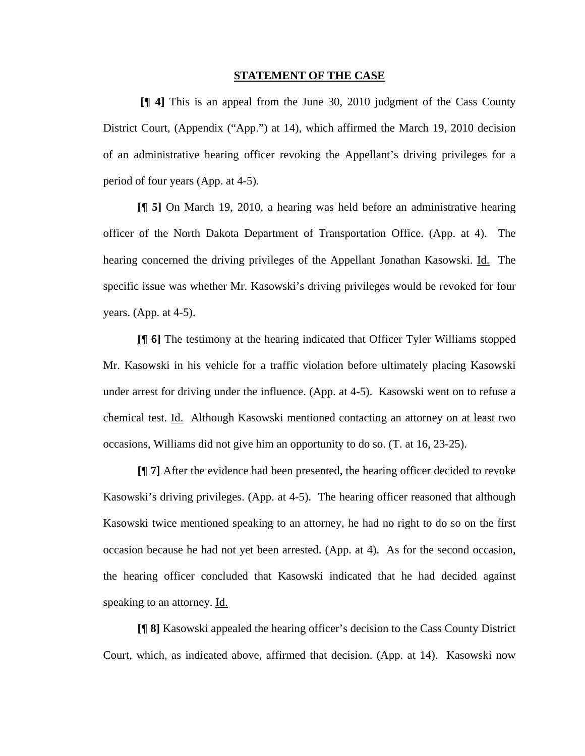## STATEMENT OF THE CASE

**[¶ 4]** This is an appeal from the June 30, 2010 judgment of the Cass County District Court, (Appendix ("App.") at 14), which affirmed the March 19, 2010 decision of an administrative hearing officer revoking the Appellant's driving privileges for a period of four years (App. at 4-5).

**[¶ 5]** On March 19, 2010, a hearing was held before an administrative hearing officer of the North Dakota Department of Transportation Office. (App. at 4). The hearing concerned the driving privileges of the Appellant Jonathan Kasowski. Id. The specific issue was whether Mr. Kasowski's driving privileges would be revoked for four years. (App. at 4-5).

**[¶ 6]** The testimony at the hearing indicated that Officer Tyler Williams stopped Mr. Kasowski in his vehicle for a traffic violation before ultimately placing Kasowski under arrest for driving under the influence. (App. at 4-5). Kasowski went on to refuse a chemical test. Id. Although Kasowski mentioned contacting an attorney on at least two occasions, Williams did not give him an opportunity to do so. (T. at 16, 23-25).

**[¶ 7]** After the evidence had been presented, the hearing officer decided to revoke Kasowski's driving privileges. (App. at 4-5). The hearing officer reasoned that although Kasowski twice mentioned speaking to an attorney, he had no right to do so on the first occasion because he had not yet been arrested. (App. at 4). As for the second occasion, the hearing officer concluded that Kasowski indicated that he had decided against speaking to an attorney. Id.

**[¶ 8]** Kasowski appealed the hearing officer's decision to the Cass County District Court, which, as indicated above, affirmed that decision. (App. at 14). Kasowski now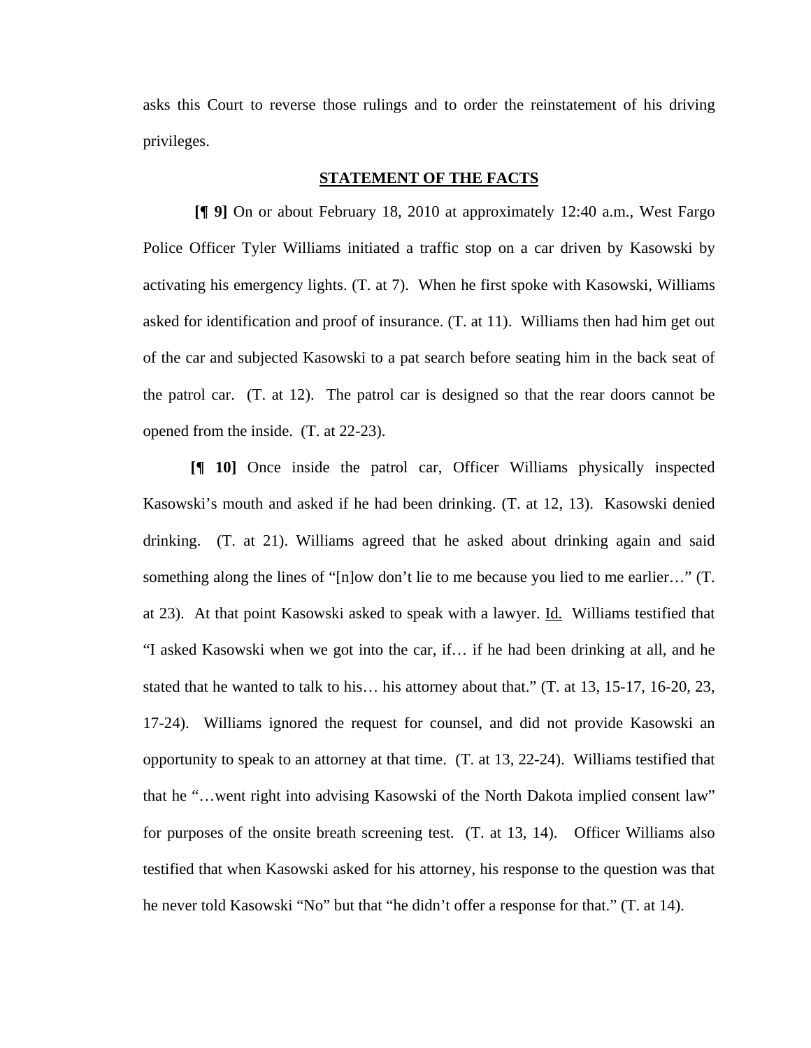asks this Court to reverse those rulings and to order the reinstatement of his driving privileges.

## STATEMENT OF THE FACTS

**[¶ 9]** On or about February 18, 2010 at approximately 12:40 a.m., West Fargo Police Officer Tyler Williams initiated a traffic stop on a car driven by Kasowski by activating his emergency lights. (T. at 7). When he first spoke with Kasowski, Williams asked for identification and proof of insurance. (T. at 11). Williams then had him get out of the car and subjected Kasowski to a pat search before seating him in the back seat of the patrol car. (T. at 12). The patrol car is designed so that the rear doors cannot be opened from the inside. (T. at 22-23).

**[¶ 10]** Once inside the patrol car, Officer Williams physically inspected Kasowski's mouth and asked if he had been drinking. (T. at 12, 13). Kasowski denied drinking. (T. at 21). Williams agreed that he asked about drinking again and said something along the lines of "[n]ow don't lie to me because you lied to me earlier…" (T. at 23). At that point Kasowski asked to speak with a lawyer. Id. Williams testified that "I asked Kasowski when we got into the car, if… if he had been drinking at all, and he stated that he wanted to talk to his… his attorney about that." (T. at 13, 15-17, 16-20, 23, 17-24). Williams ignored the request for counsel, and did not provide Kasowski an opportunity to speak to an attorney at that time. (T. at 13, 22-24). Williams testified that that he "…went right into advising Kasowski of the North Dakota implied consent law" for purposes of the onsite breath screening test. (T. at 13, 14). Officer Williams also testified that when Kasowski asked for his attorney, his response to the question was that he never told Kasowski "No" but that "he didn't offer a response for that." (T. at 14).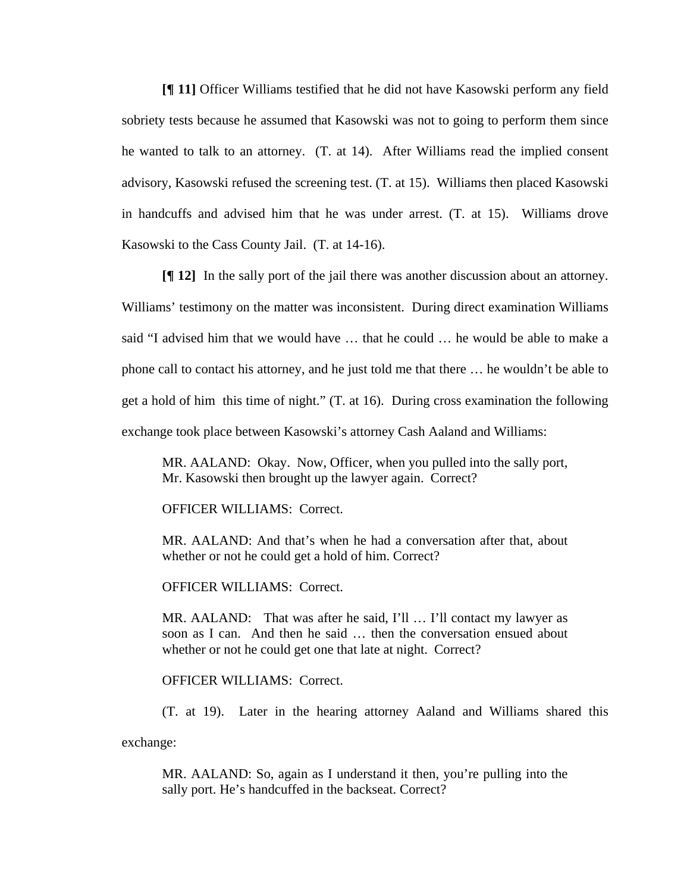**[¶ 11]** Officer Williams testified that he did not have Kasowski perform any field sobriety tests because he assumed that Kasowski was not to going to perform them since he wanted to talk to an attorney. (T. at 14). After Williams read the implied consent advisory, Kasowski refused the screening test. (T. at 15). Williams then placed Kasowski in handcuffs and advised him that he was under arrest. (T. at 15). Williams drove Kasowski to the Cass County Jail. (T. at 14-16).

**[¶ 12]** In the sally port of the jail there was another discussion about an attorney. Williams' testimony on the matter was inconsistent. During direct examination Williams said "I advised him that we would have … that he could … he would be able to make a phone call to contact his attorney, and he just told me that there … he wouldn't be able to get a hold of him this time of night." (T. at 16). During cross examination the following exchange took place between Kasowski's attorney Cash Aaland and Williams:

> MR. AALAND: Okay. Now, Officer, when you pulled into the sally port, Mr. Kasowski then brought up the lawyer again. Correct?
>
> OFFICER WILLIAMS: Correct.
>
> MR. AALAND: And that's when he had a conversation after that, about whether or not he could get a hold of him. Correct?
>
> OFFICER WILLIAMS: Correct.
>
> MR. AALAND: That was after he said, I'll … I'll contact my lawyer as soon as I can. And then he said … then the conversation ensued about whether or not he could get one that late at night. Correct?
>
> OFFICER WILLIAMS: Correct.

(T. at 19). Later in the hearing attorney Aaland and Williams shared this exchange:

> MR. AALAND: So, again as I understand it then, you're pulling into the sally port. He's handcuffed in the backseat. Correct?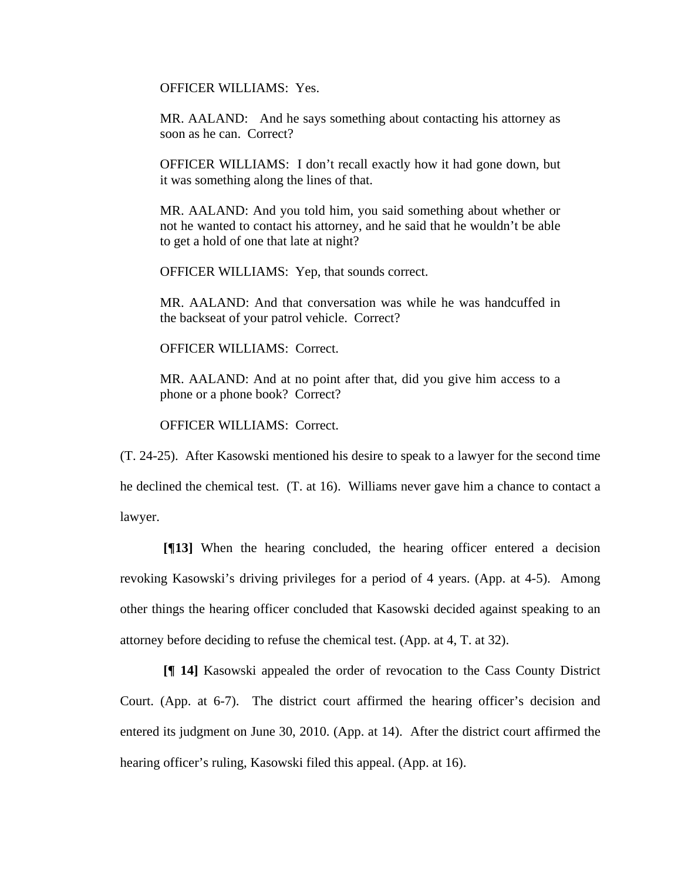OFFICER WILLIAMS: Yes.

MR. AALAND: And he says something about contacting his attorney as soon as he can. Correct?

OFFICER WILLIAMS: I don't recall exactly how it had gone down, but it was something along the lines of that.

MR. AALAND: And you told him, you said something about whether or not he wanted to contact his attorney, and he said that he wouldn't be able to get a hold of one that late at night?

OFFICER WILLIAMS: Yep, that sounds correct.

MR. AALAND: And that conversation was while he was handcuffed in the backseat of your patrol vehicle. Correct?

OFFICER WILLIAMS: Correct.

MR. AALAND: And at no point after that, did you give him access to a phone or a phone book? Correct?

OFFICER WILLIAMS: Correct.

(T. 24-25). After Kasowski mentioned his desire to speak to a lawyer for the second time he declined the chemical test. (T. at 16). Williams never gave him a chance to contact a lawyer.

**[¶13]** When the hearing concluded, the hearing officer entered a decision revoking Kasowski's driving privileges for a period of 4 years. (App. at 4-5). Among other things the hearing officer concluded that Kasowski decided against speaking to an attorney before deciding to refuse the chemical test. (App. at 4, T. at 32).

**[¶ 14]** Kasowski appealed the order of revocation to the Cass County District Court. (App. at 6-7). The district court affirmed the hearing officer's decision and entered its judgment on June 30, 2010. (App. at 14). After the district court affirmed the hearing officer's ruling, Kasowski filed this appeal. (App. at 16).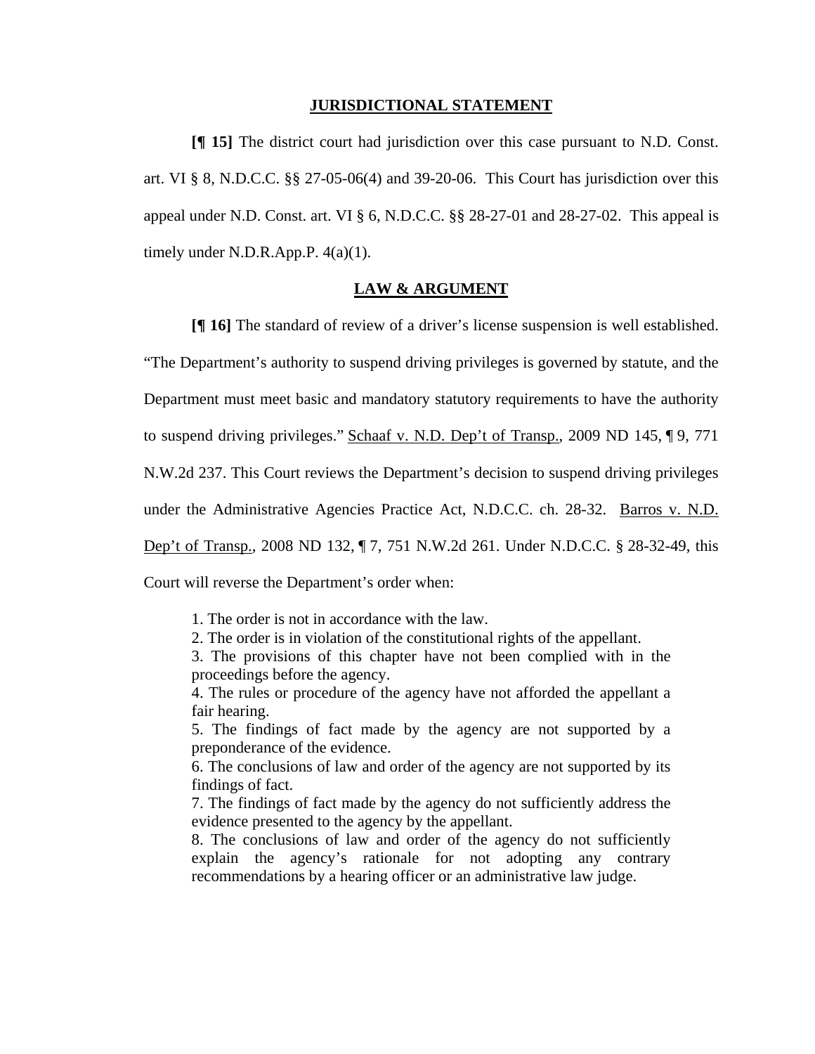## JURISDICTIONAL STATEMENT

**[¶ 15]** The district court had jurisdiction over this case pursuant to N.D. Const. art. VI § 8, N.D.C.C. §§ 27-05-06(4) and 39-20-06. This Court has jurisdiction over this appeal under N.D. Const. art. VI § 6, N.D.C.C. §§ 28-27-01 and 28-27-02. This appeal is timely under N.D.R.App.P. 4(a)(1).

## LAW & ARGUMENT

**[¶ 16]** The standard of review of a driver's license suspension is well established. "The Department's authority to suspend driving privileges is governed by statute, and the Department must meet basic and mandatory statutory requirements to have the authority to suspend driving privileges." Schaaf v. N.D. Dep't of Transp., 2009 ND 145, ¶ 9, 771 N.W.2d 237. This Court reviews the Department's decision to suspend driving privileges under the Administrative Agencies Practice Act, N.D.C.C. ch. 28-32. Barros v. N.D. Dep't of Transp., 2008 ND 132, ¶ 7, 751 N.W.2d 261. Under N.D.C.C. § 28-32-49, this Court will reverse the Department's order when:

> 1. The order is not in accordance with the law.
> 2. The order is in violation of the constitutional rights of the appellant.
> 3. The provisions of this chapter have not been complied with in the proceedings before the agency.
> 4. The rules or procedure of the agency have not afforded the appellant a fair hearing.
> 5. The findings of fact made by the agency are not supported by a preponderance of the evidence.
> 6. The conclusions of law and order of the agency are not supported by its findings of fact.
> 7. The findings of fact made by the agency do not sufficiently address the evidence presented to the agency by the appellant.
> 8. The conclusions of law and order of the agency do not sufficiently explain the agency's rationale for not adopting any contrary recommendations by a hearing officer or an administrative law judge.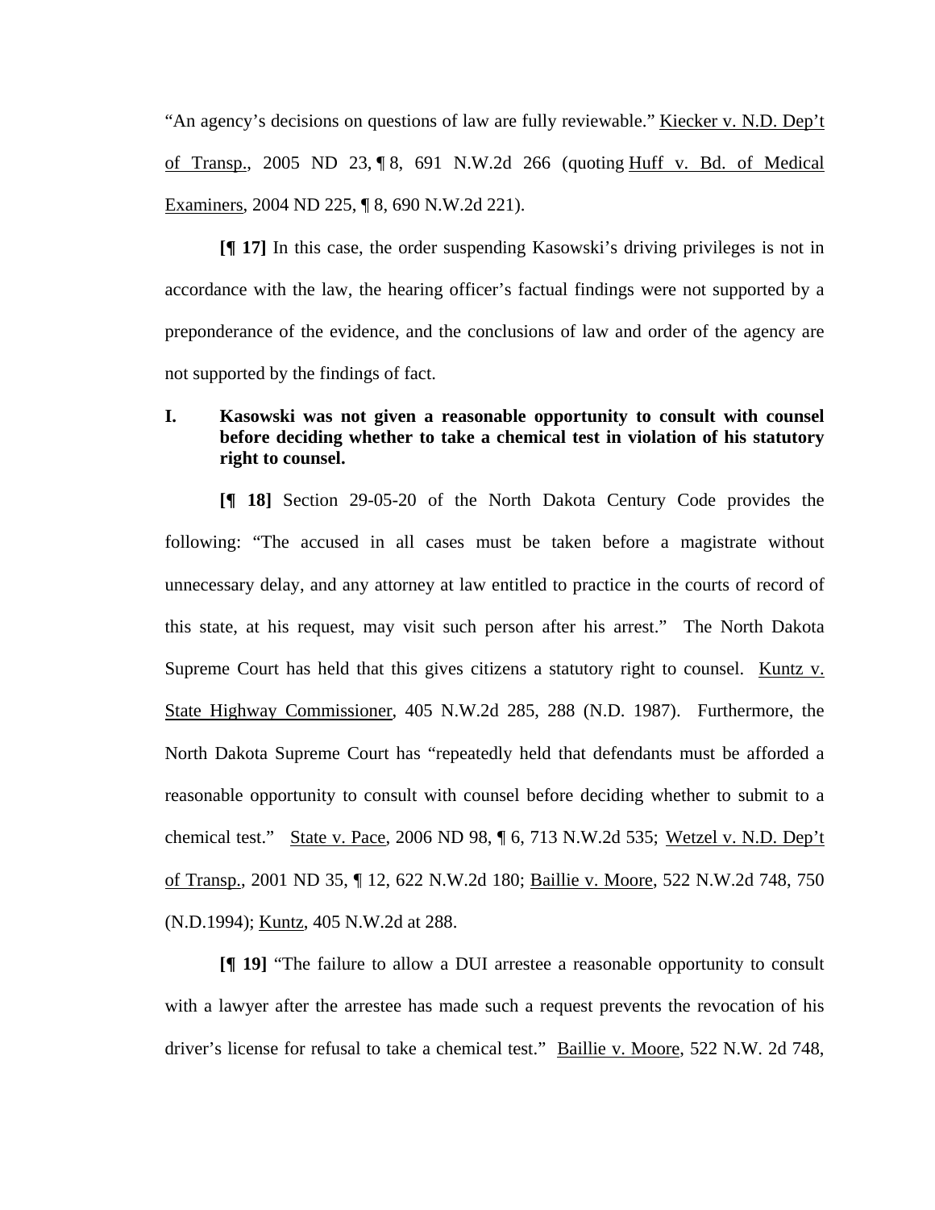"An agency's decisions on questions of law are fully reviewable." Kiecker v. N.D. Dep't of Transp., 2005 ND 23, ¶ 8, 691 N.W.2d 266 (quoting Huff v. Bd. of Medical Examiners, 2004 ND 225, ¶ 8, 690 N.W.2d 221).

**[¶ 17]** In this case, the order suspending Kasowski's driving privileges is not in accordance with the law, the hearing officer's factual findings were not supported by a preponderance of the evidence, and the conclusions of law and order of the agency are not supported by the findings of fact.

**I. Kasowski was not given a reasonable opportunity to consult with counsel before deciding whether to take a chemical test in violation of his statutory right to counsel.**

**[¶ 18]** Section 29-05-20 of the North Dakota Century Code provides the following: "The accused in all cases must be taken before a magistrate without unnecessary delay, and any attorney at law entitled to practice in the courts of record of this state, at his request, may visit such person after his arrest." The North Dakota Supreme Court has held that this gives citizens a statutory right to counsel. Kuntz v. State Highway Commissioner, 405 N.W.2d 285, 288 (N.D. 1987). Furthermore, the North Dakota Supreme Court has "repeatedly held that defendants must be afforded a reasonable opportunity to consult with counsel before deciding whether to submit to a chemical test." State v. Pace, 2006 ND 98, ¶ 6, 713 N.W.2d 535; Wetzel v. N.D. Dep't of Transp., 2001 ND 35, ¶ 12, 622 N.W.2d 180; Baillie v. Moore, 522 N.W.2d 748, 750 (N.D.1994); Kuntz, 405 N.W.2d at 288.

**[¶ 19]** "The failure to allow a DUI arrestee a reasonable opportunity to consult with a lawyer after the arrestee has made such a request prevents the revocation of his driver's license for refusal to take a chemical test." Baillie v. Moore, 522 N.W. 2d 748,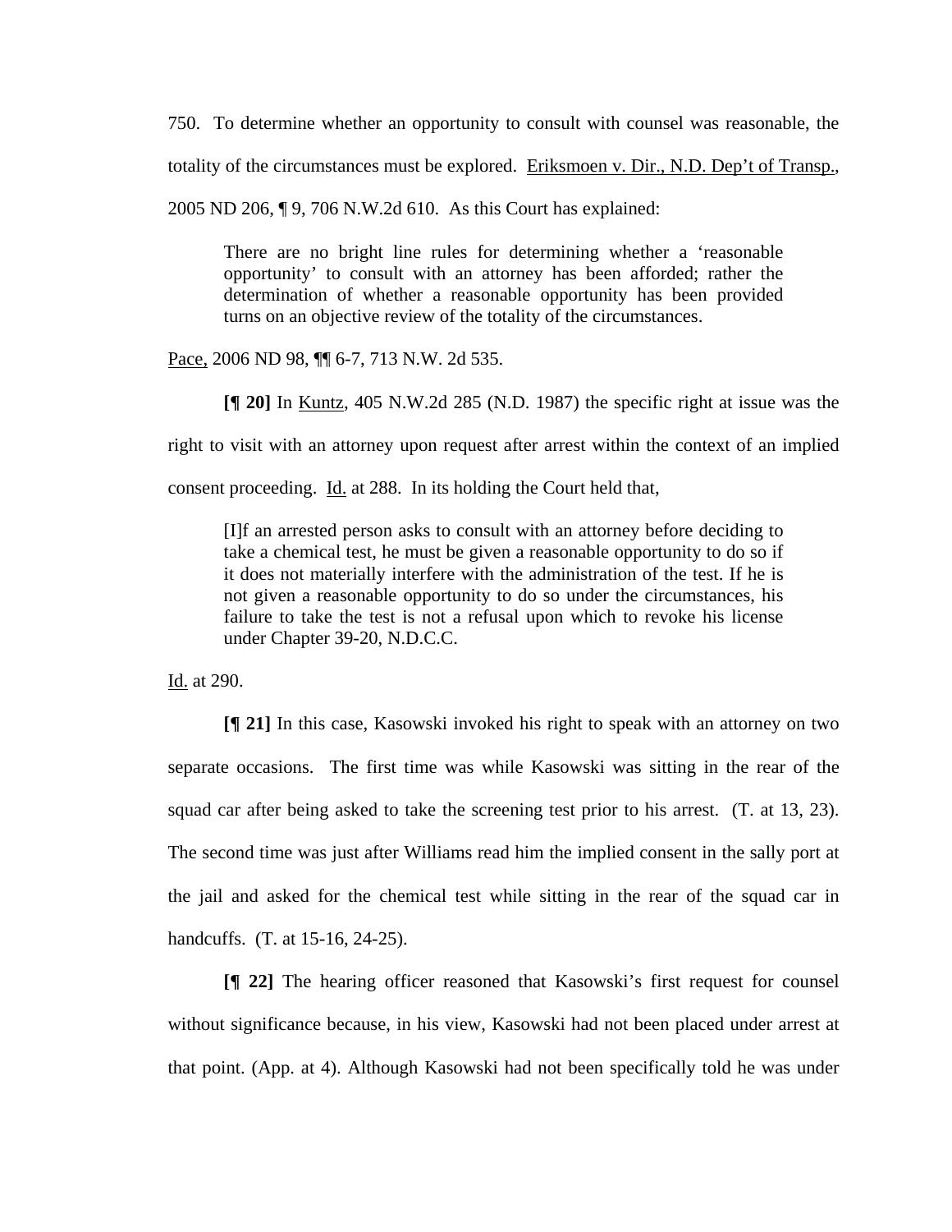750. To determine whether an opportunity to consult with counsel was reasonable, the totality of the circumstances must be explored. Eriksmoen v. Dir., N.D. Dep't of Transp., 2005 ND 206, ¶ 9, 706 N.W.2d 610. As this Court has explained:

> There are no bright line rules for determining whether a 'reasonable opportunity' to consult with an attorney has been afforded; rather the determination of whether a reasonable opportunity has been provided turns on an objective review of the totality of the circumstances.

Pace, 2006 ND 98, ¶¶ 6-7, 713 N.W. 2d 535.

**[¶ 20]** In Kuntz, 405 N.W.2d 285 (N.D. 1987) the specific right at issue was the right to visit with an attorney upon request after arrest within the context of an implied consent proceeding. Id. at 288. In its holding the Court held that,

> [I]f an arrested person asks to consult with an attorney before deciding to take a chemical test, he must be given a reasonable opportunity to do so if it does not materially interfere with the administration of the test. If he is not given a reasonable opportunity to do so under the circumstances, his failure to take the test is not a refusal upon which to revoke his license under Chapter 39-20, N.D.C.C.

Id. at 290.

**[¶ 21]** In this case, Kasowski invoked his right to speak with an attorney on two separate occasions. The first time was while Kasowski was sitting in the rear of the squad car after being asked to take the screening test prior to his arrest. (T. at 13, 23). The second time was just after Williams read him the implied consent in the sally port at the jail and asked for the chemical test while sitting in the rear of the squad car in handcuffs. (T. at 15-16, 24-25).

**[¶ 22]** The hearing officer reasoned that Kasowski's first request for counsel without significance because, in his view, Kasowski had not been placed under arrest at that point. (App. at 4). Although Kasowski had not been specifically told he was under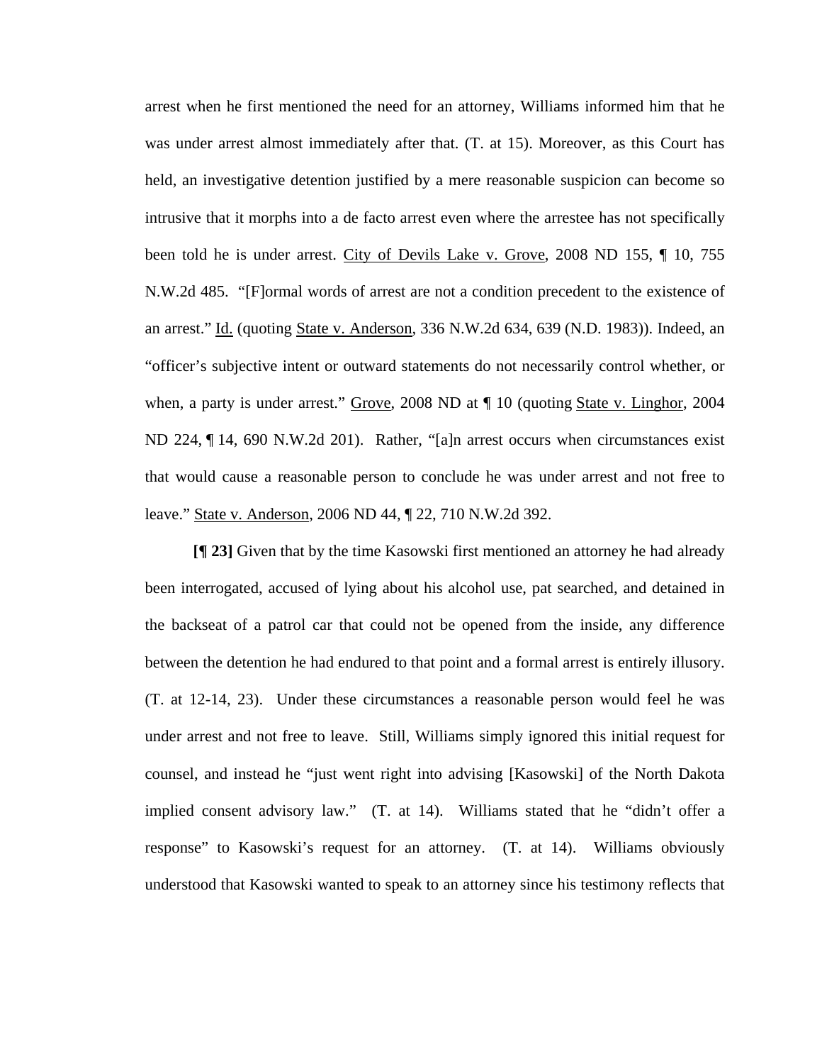arrest when he first mentioned the need for an attorney, Williams informed him that he was under arrest almost immediately after that. (T. at 15). Moreover, as this Court has held, an investigative detention justified by a mere reasonable suspicion can become so intrusive that it morphs into a de facto arrest even where the arrestee has not specifically been told he is under arrest. City of Devils Lake v. Grove, 2008 ND 155, ¶ 10, 755 N.W.2d 485. "[F]ormal words of arrest are not a condition precedent to the existence of an arrest." Id. (quoting State v. Anderson, 336 N.W.2d 634, 639 (N.D. 1983)). Indeed, an "officer's subjective intent or outward statements do not necessarily control whether, or when, a party is under arrest." Grove, 2008 ND at ¶ 10 (quoting State v. Linghor, 2004 ND 224, ¶ 14, 690 N.W.2d 201). Rather, "[a]n arrest occurs when circumstances exist that would cause a reasonable person to conclude he was under arrest and not free to leave." State v. Anderson, 2006 ND 44, ¶ 22, 710 N.W.2d 392.

**[¶ 23]** Given that by the time Kasowski first mentioned an attorney he had already been interrogated, accused of lying about his alcohol use, pat searched, and detained in the backseat of a patrol car that could not be opened from the inside, any difference between the detention he had endured to that point and a formal arrest is entirely illusory. (T. at 12-14, 23). Under these circumstances a reasonable person would feel he was under arrest and not free to leave. Still, Williams simply ignored this initial request for counsel, and instead he "just went right into advising [Kasowski] of the North Dakota implied consent advisory law." (T. at 14). Williams stated that he "didn't offer a response" to Kasowski's request for an attorney. (T. at 14). Williams obviously understood that Kasowski wanted to speak to an attorney since his testimony reflects that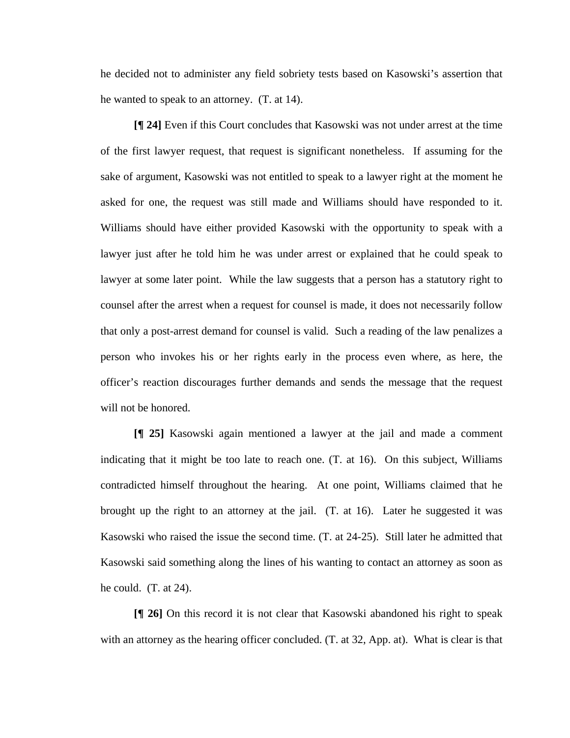he decided not to administer any field sobriety tests based on Kasowski's assertion that he wanted to speak to an attorney. (T. at 14).

**[¶ 24]** Even if this Court concludes that Kasowski was not under arrest at the time of the first lawyer request, that request is significant nonetheless. If assuming for the sake of argument, Kasowski was not entitled to speak to a lawyer right at the moment he asked for one, the request was still made and Williams should have responded to it. Williams should have either provided Kasowski with the opportunity to speak with a lawyer just after he told him he was under arrest or explained that he could speak to lawyer at some later point. While the law suggests that a person has a statutory right to counsel after the arrest when a request for counsel is made, it does not necessarily follow that only a post-arrest demand for counsel is valid. Such a reading of the law penalizes a person who invokes his or her rights early in the process even where, as here, the officer's reaction discourages further demands and sends the message that the request will not be honored.

**[¶ 25]** Kasowski again mentioned a lawyer at the jail and made a comment indicating that it might be too late to reach one. (T. at 16). On this subject, Williams contradicted himself throughout the hearing. At one point, Williams claimed that he brought up the right to an attorney at the jail. (T. at 16). Later he suggested it was Kasowski who raised the issue the second time. (T. at 24-25). Still later he admitted that Kasowski said something along the lines of his wanting to contact an attorney as soon as he could. (T. at 24).

**[¶ 26]** On this record it is not clear that Kasowski abandoned his right to speak with an attorney as the hearing officer concluded. (T. at 32, App. at). What is clear is that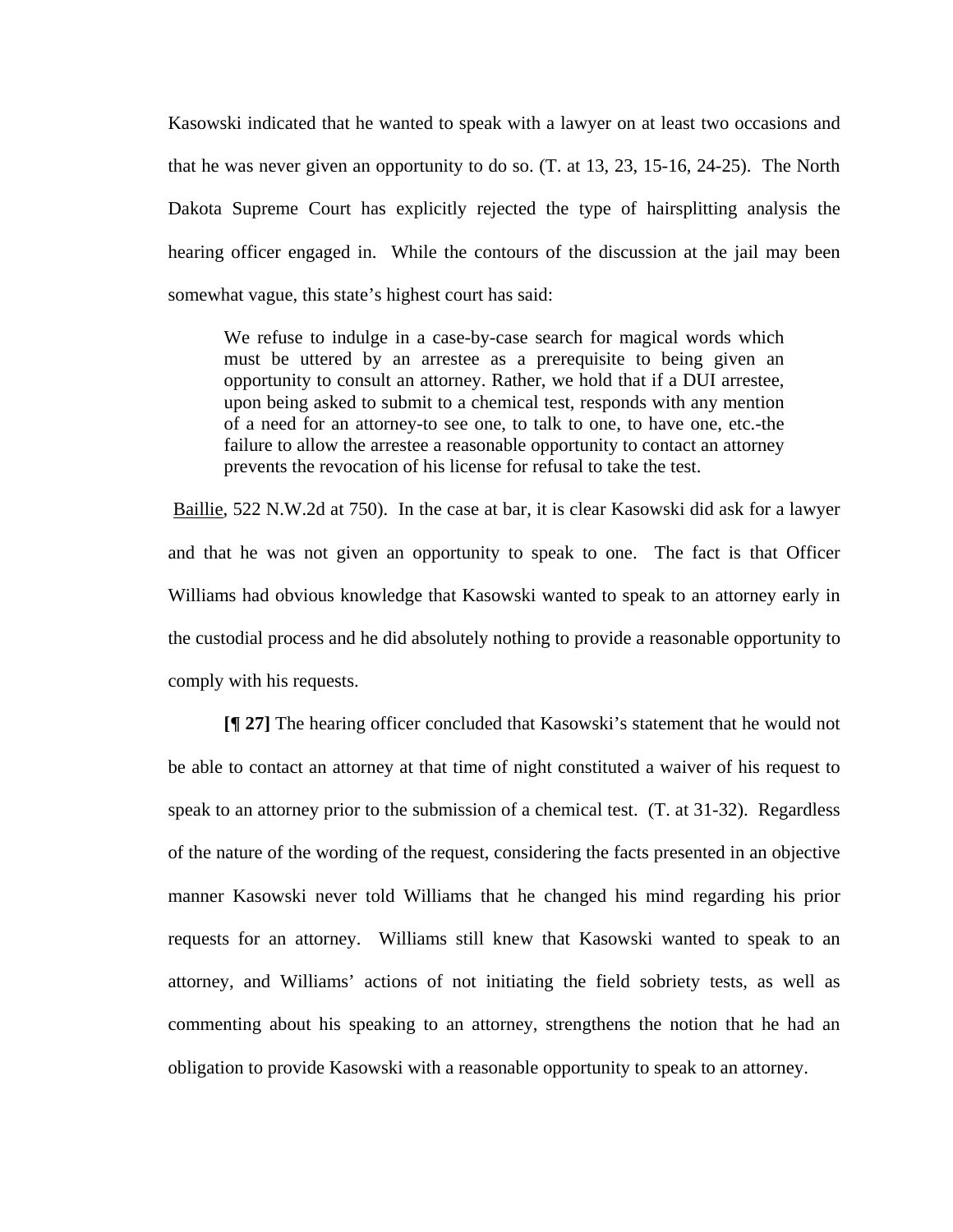Kasowski indicated that he wanted to speak with a lawyer on at least two occasions and that he was never given an opportunity to do so. (T. at 13, 23, 15-16, 24-25). The North Dakota Supreme Court has explicitly rejected the type of hairsplitting analysis the hearing officer engaged in. While the contours of the discussion at the jail may been somewhat vague, this state's highest court has said:

> We refuse to indulge in a case-by-case search for magical words which must be uttered by an arrestee as a prerequisite to being given an opportunity to consult an attorney. Rather, we hold that if a DUI arrestee, upon being asked to submit to a chemical test, responds with any mention of a need for an attorney-to see one, to talk to one, to have one, etc.-the failure to allow the arrestee a reasonable opportunity to contact an attorney prevents the revocation of his license for refusal to take the test.

Baillie, 522 N.W.2d at 750). In the case at bar, it is clear Kasowski did ask for a lawyer and that he was not given an opportunity to speak to one. The fact is that Officer Williams had obvious knowledge that Kasowski wanted to speak to an attorney early in the custodial process and he did absolutely nothing to provide a reasonable opportunity to comply with his requests.

**[¶ 27]** The hearing officer concluded that Kasowski's statement that he would not be able to contact an attorney at that time of night constituted a waiver of his request to speak to an attorney prior to the submission of a chemical test. (T. at 31-32). Regardless of the nature of the wording of the request, considering the facts presented in an objective manner Kasowski never told Williams that he changed his mind regarding his prior requests for an attorney. Williams still knew that Kasowski wanted to speak to an attorney, and Williams' actions of not initiating the field sobriety tests, as well as commenting about his speaking to an attorney, strengthens the notion that he had an obligation to provide Kasowski with a reasonable opportunity to speak to an attorney.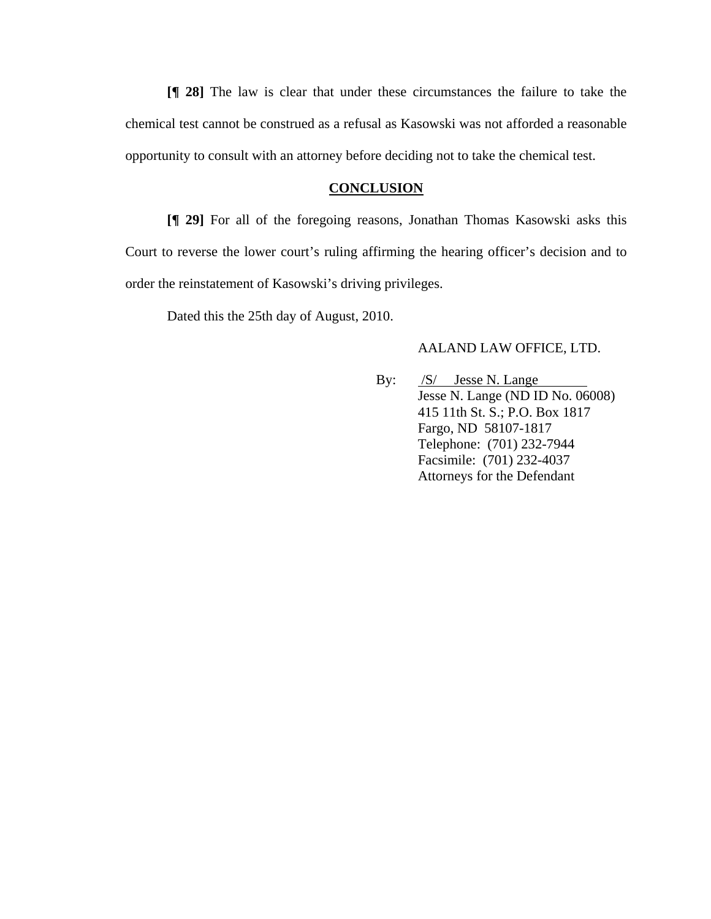**[¶ 28]** The law is clear that under these circumstances the failure to take the chemical test cannot be construed as a refusal as Kasowski was not afforded a reasonable opportunity to consult with an attorney before deciding not to take the chemical test.

## CONCLUSION

**[¶ 29]** For all of the foregoing reasons, Jonathan Thomas Kasowski asks this Court to reverse the lower court's ruling affirming the hearing officer's decision and to order the reinstatement of Kasowski's driving privileges.

Dated this the 25th day of August, 2010.

AALAND LAW OFFICE, LTD.

By: /S/ Jesse N. Lange
Jesse N. Lange (ND ID No. 06008)
415 11th St. S.; P.O. Box 1817
Fargo, ND 58107-1817
Telephone: (701) 232-7944
Facsimile: (701) 232-4037
Attorneys for the Defendant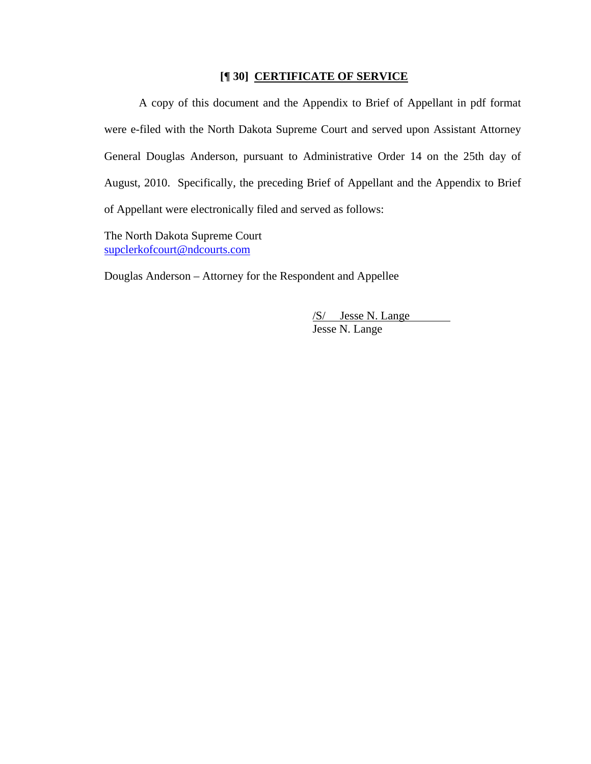**[¶ 30] CERTIFICATE OF SERVICE**

A copy of this document and the Appendix to Brief of Appellant in pdf format were e-filed with the North Dakota Supreme Court and served upon Assistant Attorney General Douglas Anderson, pursuant to Administrative Order 14 on the 25th day of August, 2010. Specifically, the preceding Brief of Appellant and the Appendix to Brief of Appellant were electronically filed and served as follows:

The North Dakota Supreme Court
supclerkofcourt@ndcourts.com

Douglas Anderson – Attorney for the Respondent and Appellee

/S/ Jesse N. Lange
Jesse N. Lange